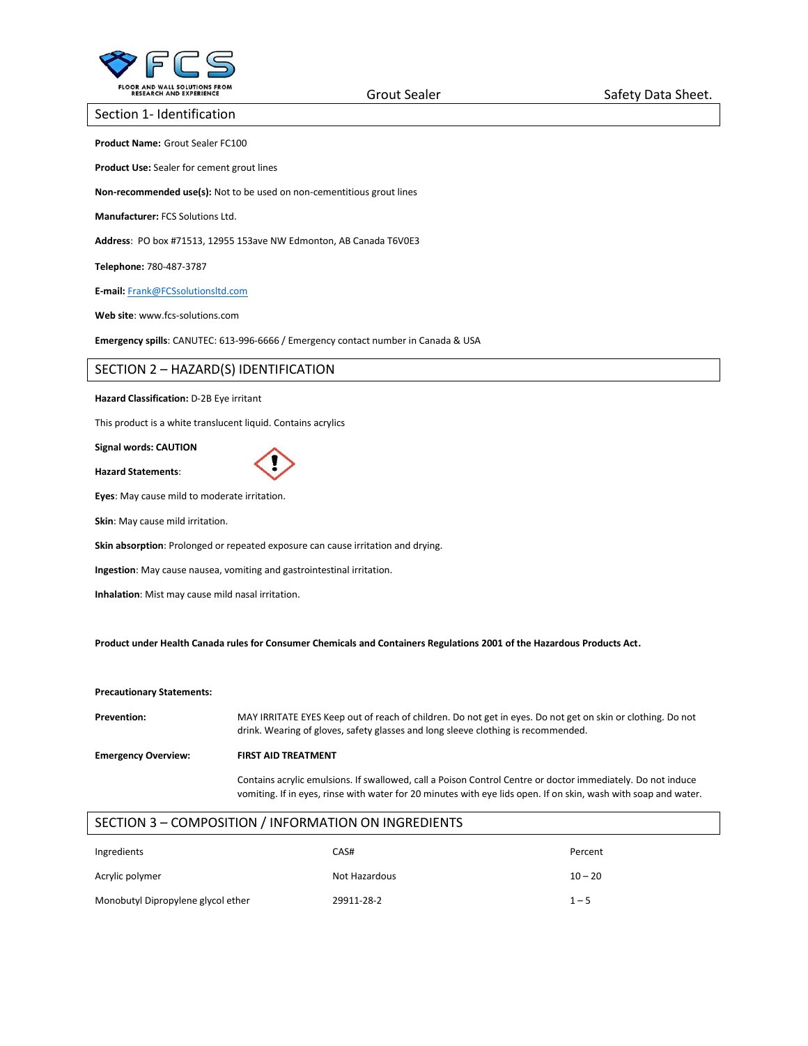## Section 1- Identification

**Product Name:** Grout Sealer FC100

**Product Use:** Sealer for cement grout lines

**Non-recommended use(s):** Not to be used on non-cementitious grout lines

**Manufacturer:** FCS Solutions Ltd.

**Address**: PO box #71513, 12955 153ave NW Edmonton, AB Canada T6V0E3

**Telephone:** 780-487-3787

**E-mail:** Frank@FCSsolutionsltd.com

**Web site**: www.fcs-solutions.com

**Emergency spills**: CANUTEC: 613-996-6666 / Emergency contact number in Canada & USA

## SECTION 2 – HAZARD(S) IDENTIFICATION

**Hazard Classification:** D-2B Eye irritant

This product is a white translucent liquid. Contains acrylics

**Signal words: CAUTION**

**Hazard Statements**:

**Eyes**: May cause mild to moderate irritation.

**Skin**: May cause mild irritation.

**Skin absorption**: Prolonged or repeated exposure can cause irritation and drying.

**Ingestion**: May cause nausea, vomiting and gastrointestinal irritation.

**Inhalation**: Mist may cause mild nasal irritation.

**Product under Health Canada rules for Consumer Chemicals and Containers Regulations 2001 of the Hazardous Products Act.**

**Precautionary Statements:**

**Prevention:** MAY IRRITATE EYES Keep out of reach of children. Do not get in eyes. Do not get on skin or clothing. Do not drink. Wearing of gloves, safety glasses and long sleeve clothing is recommended.

**Emergency Overview:** **FIRST AID TREATMENT**

Contains acrylic emulsions. If swallowed, call a Poison Control Centre or doctor immediately. Do not induce vomiting. If in eyes, rinse with water for 20 minutes with eye lids open. If on skin, wash with soap and water.

## SECTION 3 – COMPOSITION / INFORMATION ON INGREDIENTS

| Ingredients | CAS# | Percent |
|---|---|---|
| Acrylic polymer | Not Hazardous | 10 – 20 |
| Monobutyl Dipropylene glycol ether | 29911-28-2 | 1 – 5 |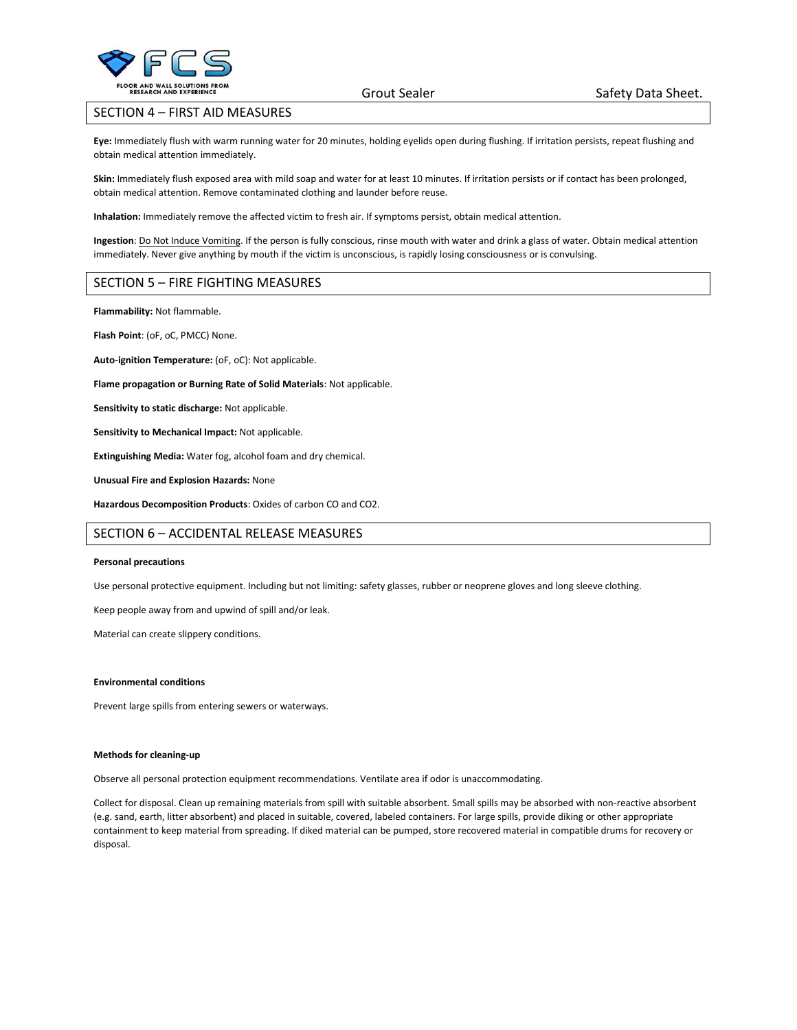## SECTION 4 – FIRST AID MEASURES

**Eye:** Immediately flush with warm running water for 20 minutes, holding eyelids open during flushing. If irritation persists, repeat flushing and obtain medical attention immediately.

**Skin:** Immediately flush exposed area with mild soap and water for at least 10 minutes. If irritation persists or if contact has been prolonged, obtain medical attention. Remove contaminated clothing and launder before reuse.

**Inhalation:** Immediately remove the affected victim to fresh air. If symptoms persist, obtain medical attention.

**Ingestion**: Do Not Induce Vomiting. If the person is fully conscious, rinse mouth with water and drink a glass of water. Obtain medical attention immediately. Never give anything by mouth if the victim is unconscious, is rapidly losing consciousness or is convulsing.

## SECTION 5 – FIRE FIGHTING MEASURES

**Flammability:** Not flammable.

**Flash Point**: (oF, oC, PMCC) None.

**Auto-ignition Temperature:** (oF, oC): Not applicable.

**Flame propagation or Burning Rate of Solid Materials**: Not applicable.

**Sensitivity to static discharge:** Not applicable.

**Sensitivity to Mechanical Impact:** Not applicable.

**Extinguishing Media:** Water fog, alcohol foam and dry chemical.

**Unusual Fire and Explosion Hazards:** None

**Hazardous Decomposition Products**: Oxides of carbon CO and $CO_2$.

## SECTION 6 – ACCIDENTAL RELEASE MEASURES

**Personal precautions**

Use personal protective equipment. Including but not limiting: safety glasses, rubber or neoprene gloves and long sleeve clothing.

Keep people away from and upwind of spill and/or leak.

Material can create slippery conditions.

**Environmental conditions**

Prevent large spills from entering sewers or waterways.

**Methods for cleaning-up**

Observe all personal protection equipment recommendations. Ventilate area if odor is unaccommodating.

Collect for disposal. Clean up remaining materials from spill with suitable absorbent. Small spills may be absorbed with non-reactive absorbent (e.g. sand, earth, litter absorbent) and placed in suitable, covered, labeled containers. For large spills, provide diking or other appropriate containment to keep material from spreading. If diked material can be pumped, store recovered material in compatible drums for recovery or disposal.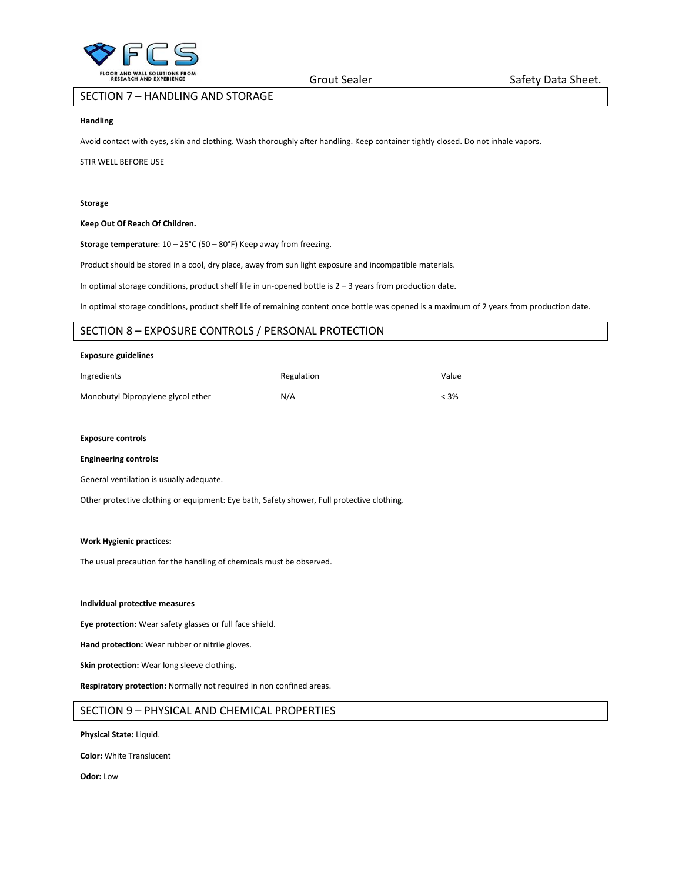## SECTION 7 – HANDLING AND STORAGE

**Handling**

Avoid contact with eyes, skin and clothing. Wash thoroughly after handling. Keep container tightly closed. Do not inhale vapors.

STIR WELL BEFORE USE

**Storage**

**Keep Out Of Reach Of Children.**

**Storage temperature**: 10 – 25°C (50 – 80°F) Keep away from freezing.

Product should be stored in a cool, dry place, away from sun light exposure and incompatible materials.

In optimal storage conditions, product shelf life in un-opened bottle is 2 – 3 years from production date.

In optimal storage conditions, product shelf life of remaining content once bottle was opened is a maximum of 2 years from production date.

## SECTION 8 – EXPOSURE CONTROLS / PERSONAL PROTECTION

**Exposure guidelines**

| Ingredients | Regulation | Value |
| --- | --- | --- |
| Monobutyl Dipropylene glycol ether | N/A | < 3% |

**Exposure controls**

**Engineering controls:**

General ventilation is usually adequate.

Other protective clothing or equipment: Eye bath, Safety shower, Full protective clothing.

**Work Hygienic practices:**

The usual precaution for the handling of chemicals must be observed.

**Individual protective measures**

**Eye protection:** Wear safety glasses or full face shield.

**Hand protection:** Wear rubber or nitrile gloves.

**Skin protection:** Wear long sleeve clothing.

**Respiratory protection:** Normally not required in non confined areas.

## SECTION 9 – PHYSICAL AND CHEMICAL PROPERTIES

**Physical State:** Liquid.

**Color:** White Translucent

**Odor:** Low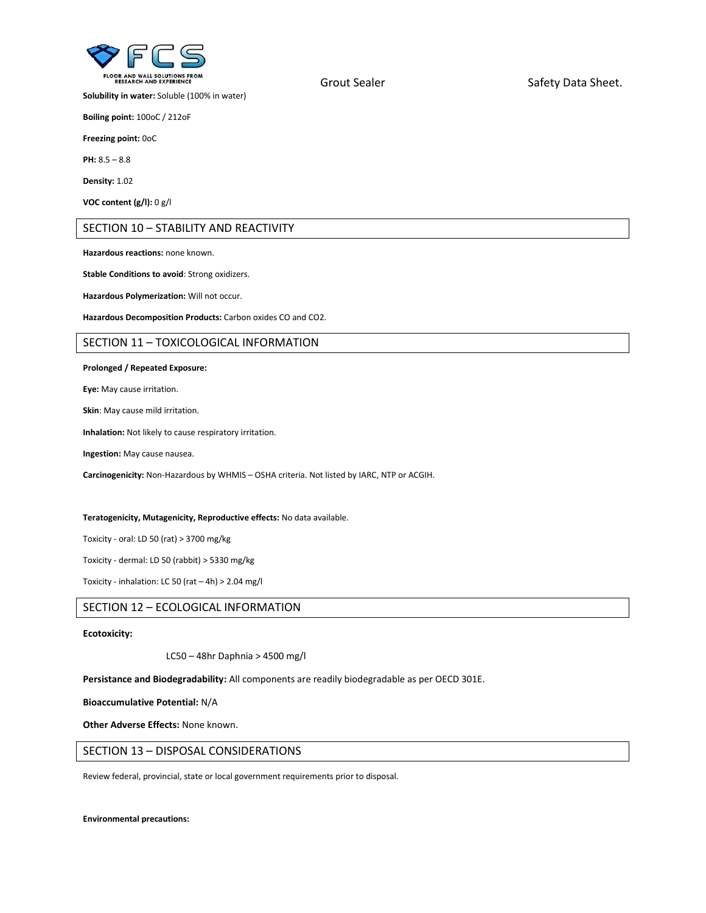**Solubility in water:** Soluble (100% in water)

**Boiling point:** 100oC / 212oF

**Freezing point:** 0oC

**PH:** 8.5 – 8.8

**Density:** 1.02

**VOC content (g/l):** 0 g/l

## SECTION 10 – STABILITY AND REACTIVITY

**Hazardous reactions:** none known.

**Stable Conditions to avoid**: Strong oxidizers.

**Hazardous Polymerization:** Will not occur.

**Hazardous Decomposition Products:** Carbon oxides CO and $CO_2$.

## SECTION 11 – TOXICOLOGICAL INFORMATION

**Prolonged / Repeated Exposure:**

**Eye:** May cause irritation.

**Skin**: May cause mild irritation.

**Inhalation:** Not likely to cause respiratory irritation.

**Ingestion:** May cause nausea.

**Carcinogenicity:** Non-Hazardous by WHMIS – OSHA criteria. Not listed by IARC, NTP or ACGIH.

**Teratogenicity, Mutagenicity, Reproductive effects:** No data available.

Toxicity - oral: LD 50 (rat) > 3700 mg/kg

Toxicity - dermal: LD 50 (rabbit) > 5330 mg/kg

Toxicity - inhalation: LC 50 (rat – 4h) > 2.04 mg/l

## SECTION 12 – ECOLOGICAL INFORMATION

**Ecotoxicity:**

LC50 – 48hr Daphnia > 4500 mg/l

**Persistance and Biodegradability:** All components are readily biodegradable as per OECD 301E.

**Bioaccumulative Potential:** N/A

**Other Adverse Effects:** None known.

## SECTION 13 – DISPOSAL CONSIDERATIONS

Review federal, provincial, state or local government requirements prior to disposal.

**Environmental precautions:**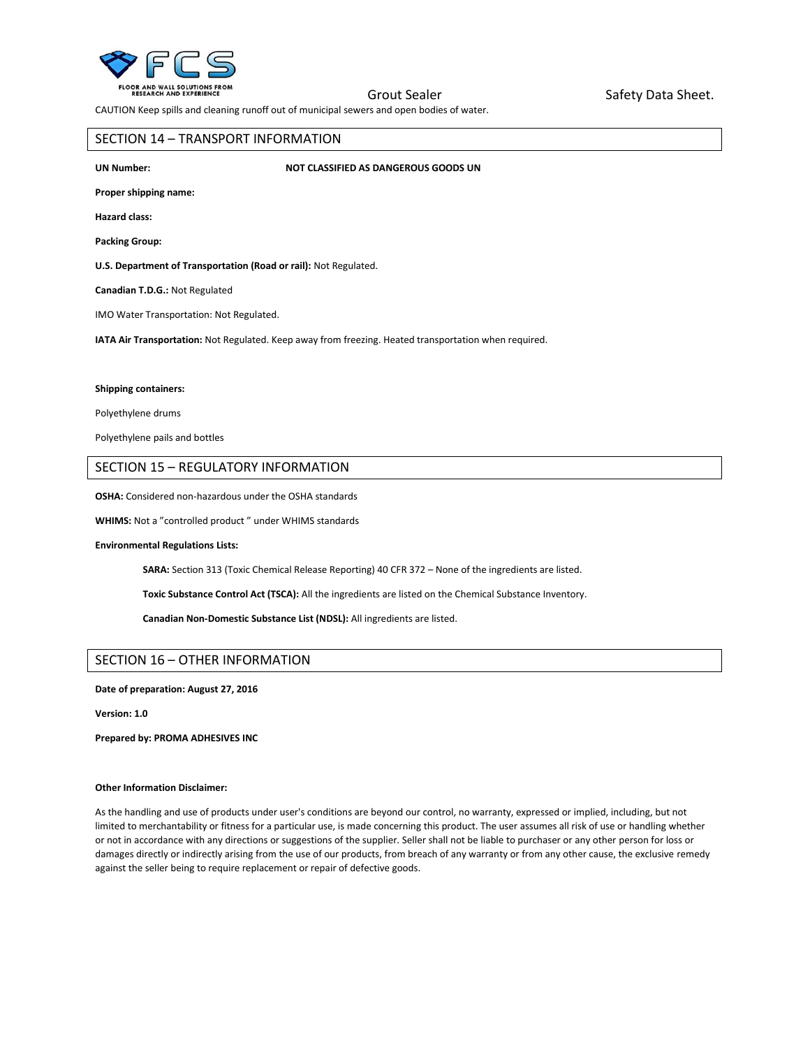CAUTION Keep spills and cleaning runoff out of municipal sewers and open bodies of water.

## SECTION 14 – TRANSPORT INFORMATION

**UN Number:** **NOT CLASSIFIED AS DANGEROUS GOODS UN**

**Proper shipping name:**

**Hazard class:**

**Packing Group:**

**U.S. Department of Transportation (Road or rail):** Not Regulated.

**Canadian T.D.G.:** Not Regulated

IMO Water Transportation: Not Regulated.

**IATA Air Transportation:** Not Regulated. Keep away from freezing. Heated transportation when required.

**Shipping containers:**

Polyethylene drums

Polyethylene pails and bottles

## SECTION 15 – REGULATORY INFORMATION

**OSHA:** Considered non-hazardous under the OSHA standards

**WHIMS:** Not a "controlled product " under WHIMS standards

**Environmental Regulations Lists:**

**SARA:** Section 313 (Toxic Chemical Release Reporting) 40 CFR 372 – None of the ingredients are listed.

**Toxic Substance Control Act (TSCA):** All the ingredients are listed on the Chemical Substance Inventory.

**Canadian Non-Domestic Substance List (NDSL):** All ingredients are listed.

## SECTION 16 – OTHER INFORMATION

**Date of preparation: August 27, 2016**

**Version: 1.0**

**Prepared by: PROMA ADHESIVES INC**

**Other Information Disclaimer:**

As the handling and use of products under user's conditions are beyond our control, no warranty, expressed or implied, including, but not limited to merchantability or fitness for a particular use, is made concerning this product. The user assumes all risk of use or handling whether or not in accordance with any directions or suggestions of the supplier. Seller shall not be liable to purchaser or any other person for loss or damages directly or indirectly arising from the use of our products, from breach of any warranty or from any other cause, the exclusive remedy against the seller being to require replacement or repair of defective goods.